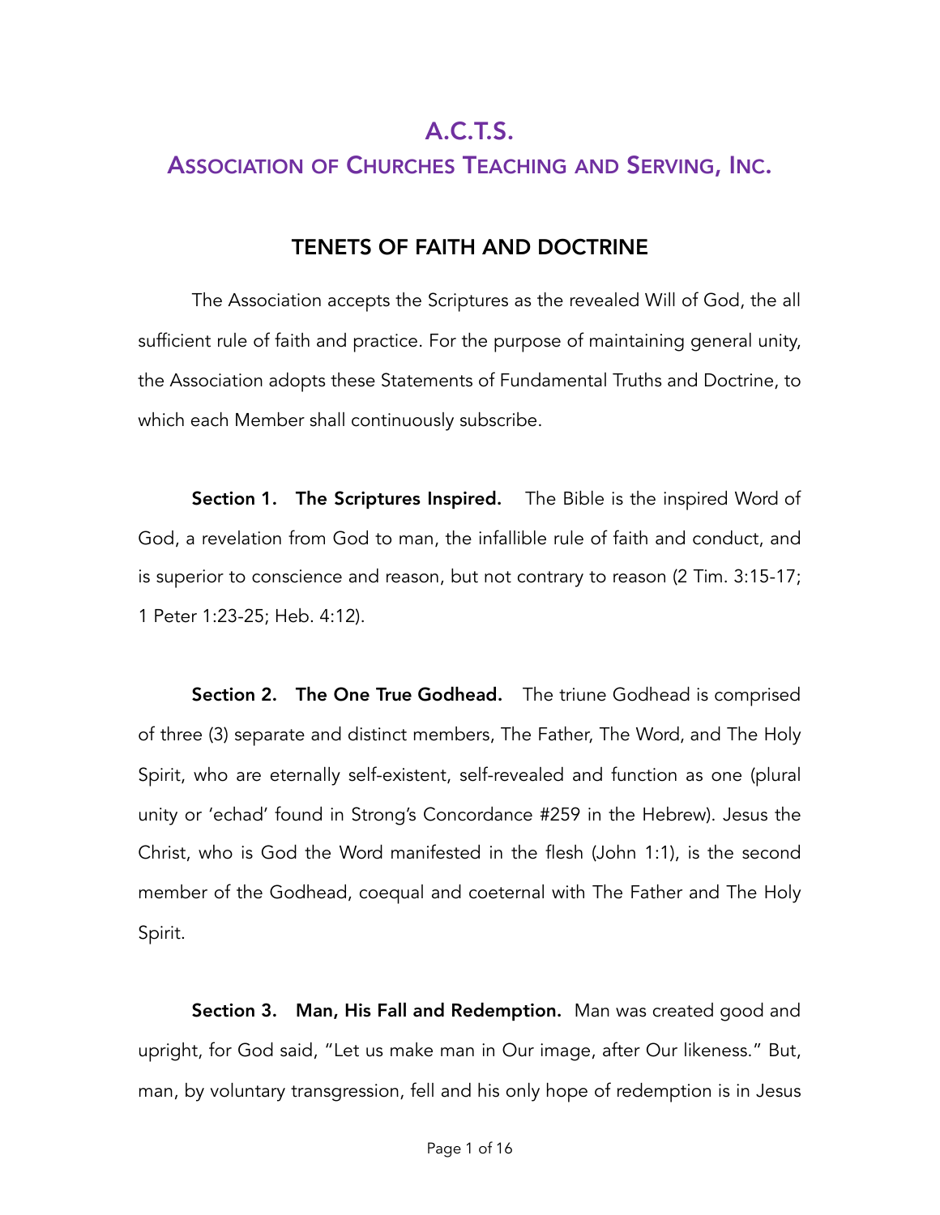# A.C.T.S.

## Association of Churches Teaching and Serving, Inc.

### TENETS OF FAITH AND DOCTRINE

The Association accepts the Scriptures as the revealed Will of God, the all sufficient rule of faith and practice. For the purpose of maintaining general unity, the Association adopts these Statements of Fundamental Truths and Doctrine, to which each Member shall continuously subscribe.

**Section 1. The Scriptures Inspired.** The Bible is the inspired Word of God, a revelation from God to man, the infallible rule of faith and conduct, and is superior to conscience and reason, but not contrary to reason (2 Tim. 3:15-17; 1 Peter 1:23-25; Heb. 4:12).

**Section 2. The One True Godhead.** The triune Godhead is comprised of three (3) separate and distinct members, The Father, The Word, and The Holy Spirit, who are eternally self-existent, self-revealed and function as one (plural unity or 'echad' found in Strong's Concordance #259 in the Hebrew). Jesus the Christ, who is God the Word manifested in the flesh (John 1:1), is the second member of the Godhead, coequal and coeternal with The Father and The Holy Spirit.

**Section 3. Man, His Fall and Redemption.** Man was created good and upright, for God said, "Let us make man in Our image, after Our likeness." But, man, by voluntary transgression, fell and his only hope of redemption is in Jesus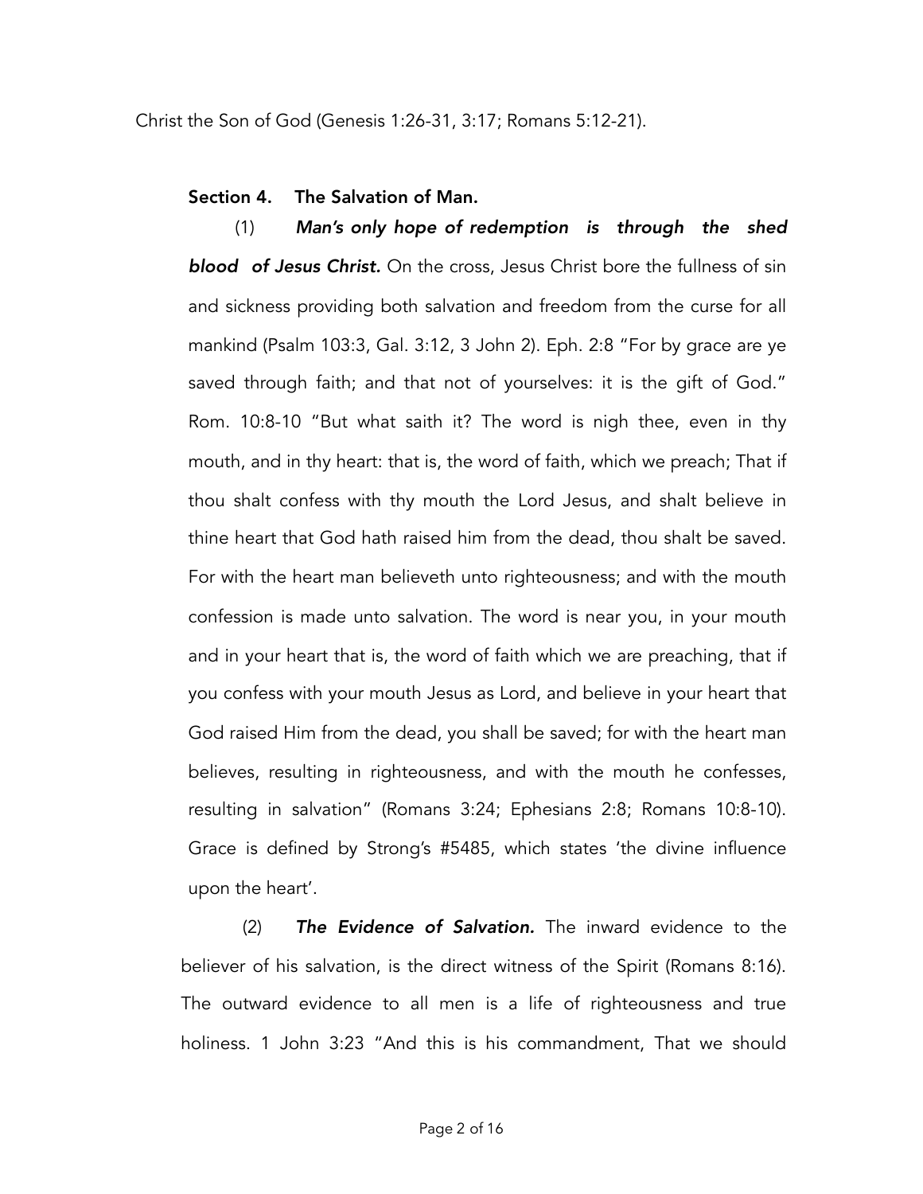Christ the Son of God (Genesis 1:26-31, 3:17; Romans 5:12-21).

### Section 4. The Salvation of Man.

(1) ***Man's only hope of redemption is through the shed blood of Jesus Christ.*** On the cross, Jesus Christ bore the fullness of sin and sickness providing both salvation and freedom from the curse for all mankind (Psalm 103:3, Gal. 3:12, 3 John 2). Eph. 2:8 "For by grace are ye saved through faith; and that not of yourselves: it is the gift of God." Rom. 10:8-10 "But what saith it? The word is nigh thee, even in thy mouth, and in thy heart: that is, the word of faith, which we preach; That if thou shalt confess with thy mouth the Lord Jesus, and shalt believe in thine heart that God hath raised him from the dead, thou shalt be saved. For with the heart man believeth unto righteousness; and with the mouth confession is made unto salvation. The word is near you, in your mouth and in your heart that is, the word of faith which we are preaching, that if you confess with your mouth Jesus as Lord, and believe in your heart that God raised Him from the dead, you shall be saved; for with the heart man believes, resulting in righteousness, and with the mouth he confesses, resulting in salvation" (Romans 3:24; Ephesians 2:8; Romans 10:8-10). Grace is defined by Strong's #5485, which states 'the divine influence upon the heart'.

(2) ***The Evidence of Salvation.*** The inward evidence to the believer of his salvation, is the direct witness of the Spirit (Romans 8:16). The outward evidence to all men is a life of righteousness and true holiness. 1 John 3:23 "And this is his commandment, That we should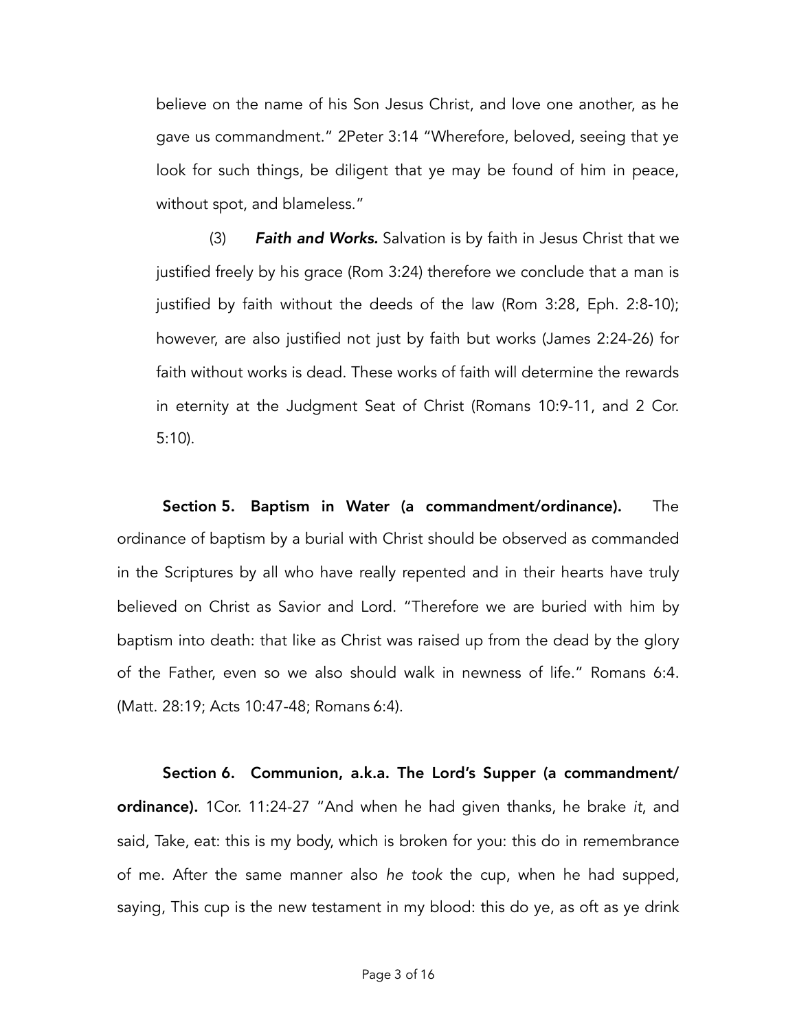believe on the name of his Son Jesus Christ, and love one another, as he gave us commandment." 2Peter 3:14 "Wherefore, beloved, seeing that ye look for such things, be diligent that ye may be found of him in peace, without spot, and blameless."

(3) ***Faith and Works.*** Salvation is by faith in Jesus Christ that we justified freely by his grace (Rom 3:24) therefore we conclude that a man is justified by faith without the deeds of the law (Rom 3:28, Eph. 2:8-10); however, are also justified not just by faith but works (James 2:24-26) for faith without works is dead. These works of faith will determine the rewards in eternity at the Judgment Seat of Christ (Romans 10:9-11, and 2 Cor. 5:10).

**Section 5. Baptism in Water (a commandment/ordinance).** The ordinance of baptism by a burial with Christ should be observed as commanded in the Scriptures by all who have really repented and in their hearts have truly believed on Christ as Savior and Lord. "Therefore we are buried with him by baptism into death: that like as Christ was raised up from the dead by the glory of the Father, even so we also should walk in newness of life." Romans 6:4. (Matt. 28:19; Acts 10:47-48; Romans 6:4).

**Section 6. Communion, a.k.a. The Lord's Supper (a commandment/ ordinance).** 1Cor. 11:24-27 "And when he had given thanks, he brake *it*, and said, Take, eat: this is my body, which is broken for you: this do in remembrance of me. After the same manner also *he took* the cup, when he had supped, saying, This cup is the new testament in my blood: this do ye, as oft as ye drink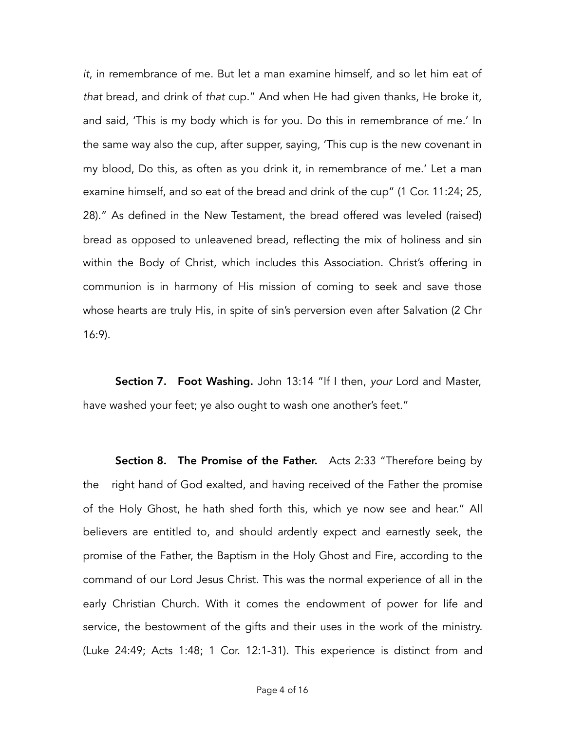*it*, in remembrance of me. But let a man examine himself, and so let him eat of *that* bread, and drink of *that* cup." And when He had given thanks, He broke it, and said, 'This is my body which is for you. Do this in remembrance of me.' In the same way also the cup, after supper, saying, 'This cup is the new covenant in my blood, Do this, as often as you drink it, in remembrance of me.' Let a man examine himself, and so eat of the bread and drink of the cup" (1 Cor. 11:24; 25, 28)." As defined in the New Testament, the bread offered was leveled (raised) bread as opposed to unleavened bread, reflecting the mix of holiness and sin within the Body of Christ, which includes this Association. Christ's offering in communion is in harmony of His mission of coming to seek and save those whose hearts are truly His, in spite of sin's perversion even after Salvation (2 Chr 16:9).

**Section 7. Foot Washing.** John 13:14 "If I then, *your* Lord and Master, have washed your feet; ye also ought to wash one another's feet."

**Section 8. The Promise of the Father.** Acts 2:33 "Therefore being by the right hand of God exalted, and having received of the Father the promise of the Holy Ghost, he hath shed forth this, which ye now see and hear." All believers are entitled to, and should ardently expect and earnestly seek, the promise of the Father, the Baptism in the Holy Ghost and Fire, according to the command of our Lord Jesus Christ. This was the normal experience of all in the early Christian Church. With it comes the endowment of power for life and service, the bestowment of the gifts and their uses in the work of the ministry. (Luke 24:49; Acts 1:48; 1 Cor. 12:1-31). This experience is distinct from and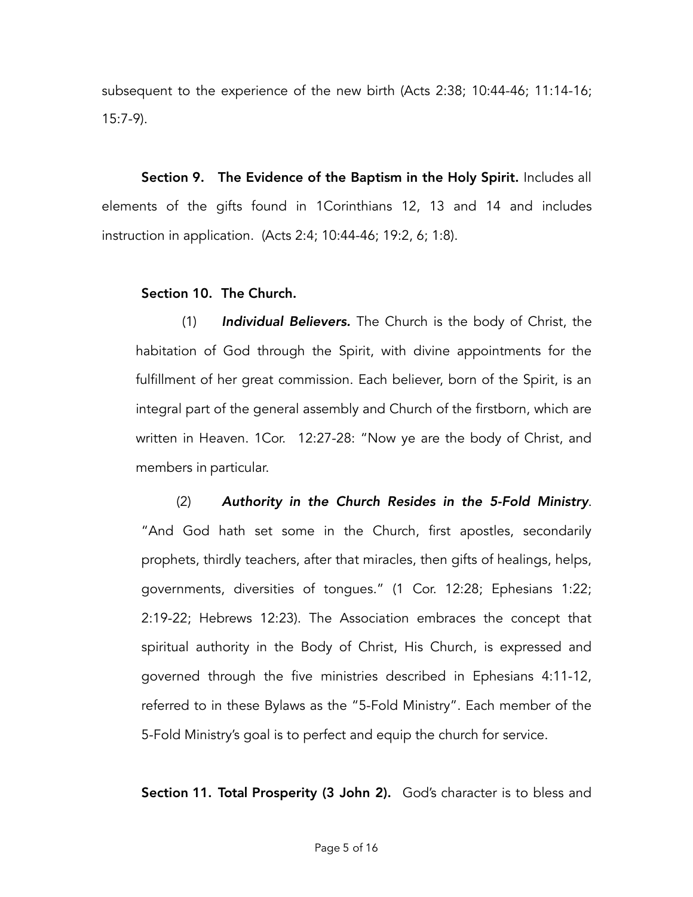subsequent to the experience of the new birth (Acts 2:38; 10:44-46; 11:14-16; 15:7-9).

**Section 9. The Evidence of the Baptism in the Holy Spirit.** Includes all elements of the gifts found in 1Corinthians 12, 13 and 14 and includes instruction in application. (Acts 2:4; 10:44-46; 19:2, 6; 1:8).

**Section 10. The Church.**

(1) ***Individual Believers.*** The Church is the body of Christ, the habitation of God through the Spirit, with divine appointments for the fulfillment of her great commission. Each believer, born of the Spirit, is an integral part of the general assembly and Church of the firstborn, which are written in Heaven. 1Cor. 12:27-28: "Now ye are the body of Christ, and members in particular.

(2) ***Authority in the Church Resides in the 5-Fold Ministry***. "And God hath set some in the Church, first apostles, secondarily prophets, thirdly teachers, after that miracles, then gifts of healings, helps, governments, diversities of tongues." (1 Cor. 12:28; Ephesians 1:22; 2:19-22; Hebrews 12:23). The Association embraces the concept that spiritual authority in the Body of Christ, His Church, is expressed and governed through the five ministries described in Ephesians 4:11-12, referred to in these Bylaws as the "5-Fold Ministry". Each member of the 5-Fold Ministry's goal is to perfect and equip the church for service.

**Section 11. Total Prosperity (3 John 2).** God's character is to bless and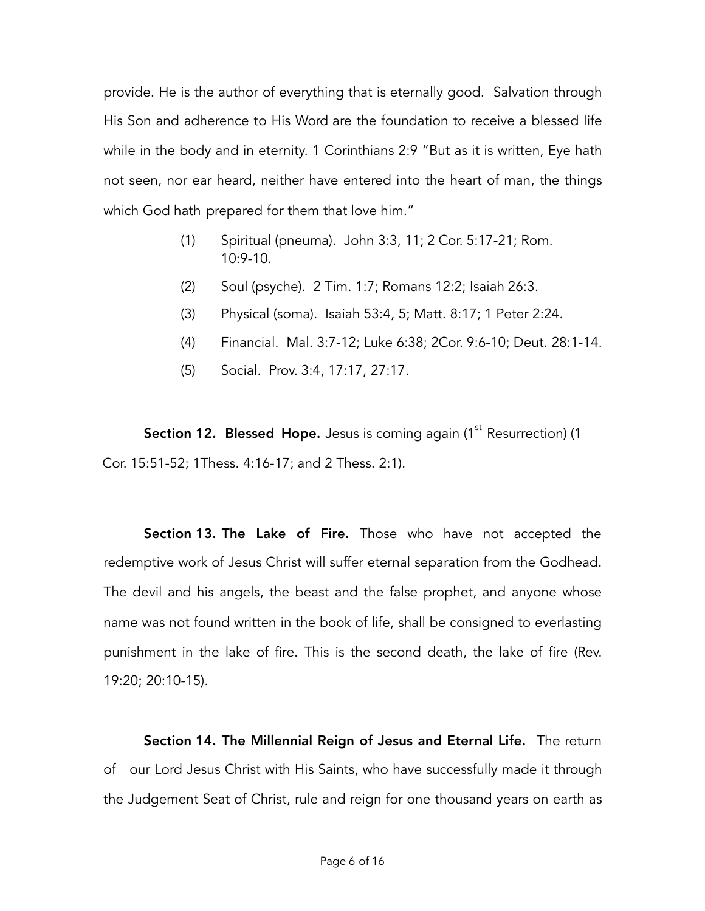provide. He is the author of everything that is eternally good. Salvation through His Son and adherence to His Word are the foundation to receive a blessed life while in the body and in eternity. 1 Corinthians 2:9 "But as it is written, Eye hath not seen, nor ear heard, neither have entered into the heart of man, the things which God hath prepared for them that love him."

(1) Spiritual (pneuma). John 3:3, 11; 2 Cor. 5:17-21; Rom. 10:9-10.

(2) Soul (psyche). 2 Tim. 1:7; Romans 12:2; Isaiah 26:3.

(3) Physical (soma). Isaiah 53:4, 5; Matt. 8:17; 1 Peter 2:24.

(4) Financial. Mal. 3:7-12; Luke 6:38; 2Cor. 9:6-10; Deut. 28:1-14.

(5) Social. Prov. 3:4, 17:17, 27:17.

**Section 12. Blessed Hope.** Jesus is coming again (1st Resurrection) (1 Cor. 15:51-52; 1Thess. 4:16-17; and 2 Thess. 2:1).

**Section 13. The Lake of Fire.** Those who have not accepted the redemptive work of Jesus Christ will suffer eternal separation from the Godhead. The devil and his angels, the beast and the false prophet, and anyone whose name was not found written in the book of life, shall be consigned to everlasting punishment in the lake of fire. This is the second death, the lake of fire (Rev. 19:20; 20:10-15).

**Section 14. The Millennial Reign of Jesus and Eternal Life.** The return of our Lord Jesus Christ with His Saints, who have successfully made it through the Judgement Seat of Christ, rule and reign for one thousand years on earth as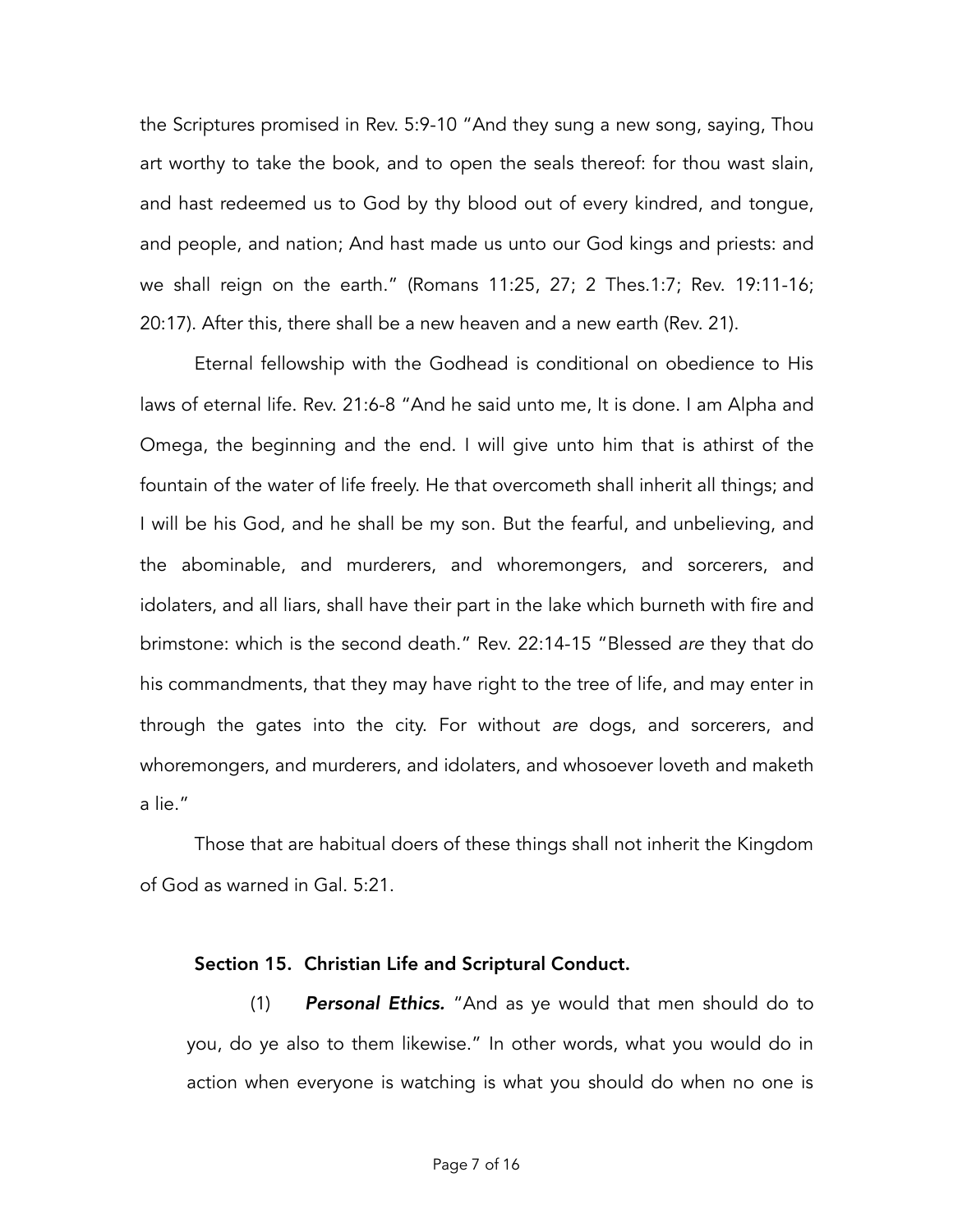the Scriptures promised in Rev. 5:9-10 "And they sung a new song, saying, Thou art worthy to take the book, and to open the seals thereof: for thou wast slain, and hast redeemed us to God by thy blood out of every kindred, and tongue, and people, and nation; And hast made us unto our God kings and priests: and we shall reign on the earth." (Romans 11:25, 27; 2 Thes.1:7; Rev. 19:11-16; 20:17). After this, there shall be a new heaven and a new earth (Rev. 21).

Eternal fellowship with the Godhead is conditional on obedience to His laws of eternal life. Rev. 21:6-8 "And he said unto me, It is done. I am Alpha and Omega, the beginning and the end. I will give unto him that is athirst of the fountain of the water of life freely. He that overcometh shall inherit all things; and I will be his God, and he shall be my son. But the fearful, and unbelieving, and the abominable, and murderers, and whoremongers, and sorcerers, and idolaters, and all liars, shall have their part in the lake which burneth with fire and brimstone: which is the second death." Rev. 22:14-15 "Blessed *are* they that do his commandments, that they may have right to the tree of life, and may enter in through the gates into the city. For without *are* dogs, and sorcerers, and whoremongers, and murderers, and idolaters, and whosoever loveth and maketh a lie."

Those that are habitual doers of these things shall not inherit the Kingdom of God as warned in Gal. 5:21.

## Section 15. Christian Life and Scriptural Conduct.

(1) ***Personal Ethics.*** "And as ye would that men should do to you, do ye also to them likewise." In other words, what you would do in action when everyone is watching is what you should do when no one is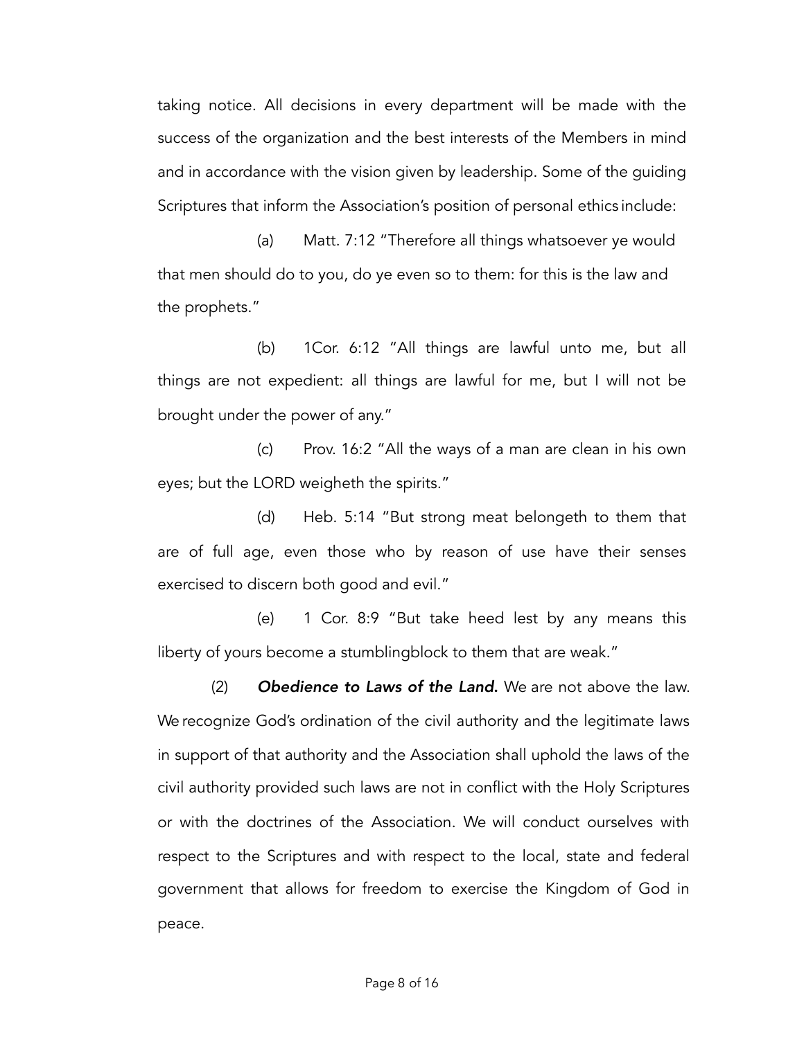taking notice. All decisions in every department will be made with the success of the organization and the best interests of the Members in mind and in accordance with the vision given by leadership. Some of the guiding Scriptures that inform the Association's position of personal ethics include:

(a) Matt. 7:12 "Therefore all things whatsoever ye would that men should do to you, do ye even so to them: for this is the law and the prophets."

(b) 1Cor. 6:12 "All things are lawful unto me, but all things are not expedient: all things are lawful for me, but I will not be brought under the power of any."

(c) Prov. 16:2 "All the ways of a man are clean in his own eyes; but the LORD weigheth the spirits."

(d) Heb. 5:14 "But strong meat belongeth to them that are of full age, even those who by reason of use have their senses exercised to discern both good and evil."

(e) 1 Cor. 8:9 "But take heed lest by any means this liberty of yours become a stumblingblock to them that are weak."

(2) ***Obedience to Laws of the Land.*** We are not above the law. We recognize God's ordination of the civil authority and the legitimate laws in support of that authority and the Association shall uphold the laws of the civil authority provided such laws are not in conflict with the Holy Scriptures or with the doctrines of the Association. We will conduct ourselves with respect to the Scriptures and with respect to the local, state and federal government that allows for freedom to exercise the Kingdom of God in peace.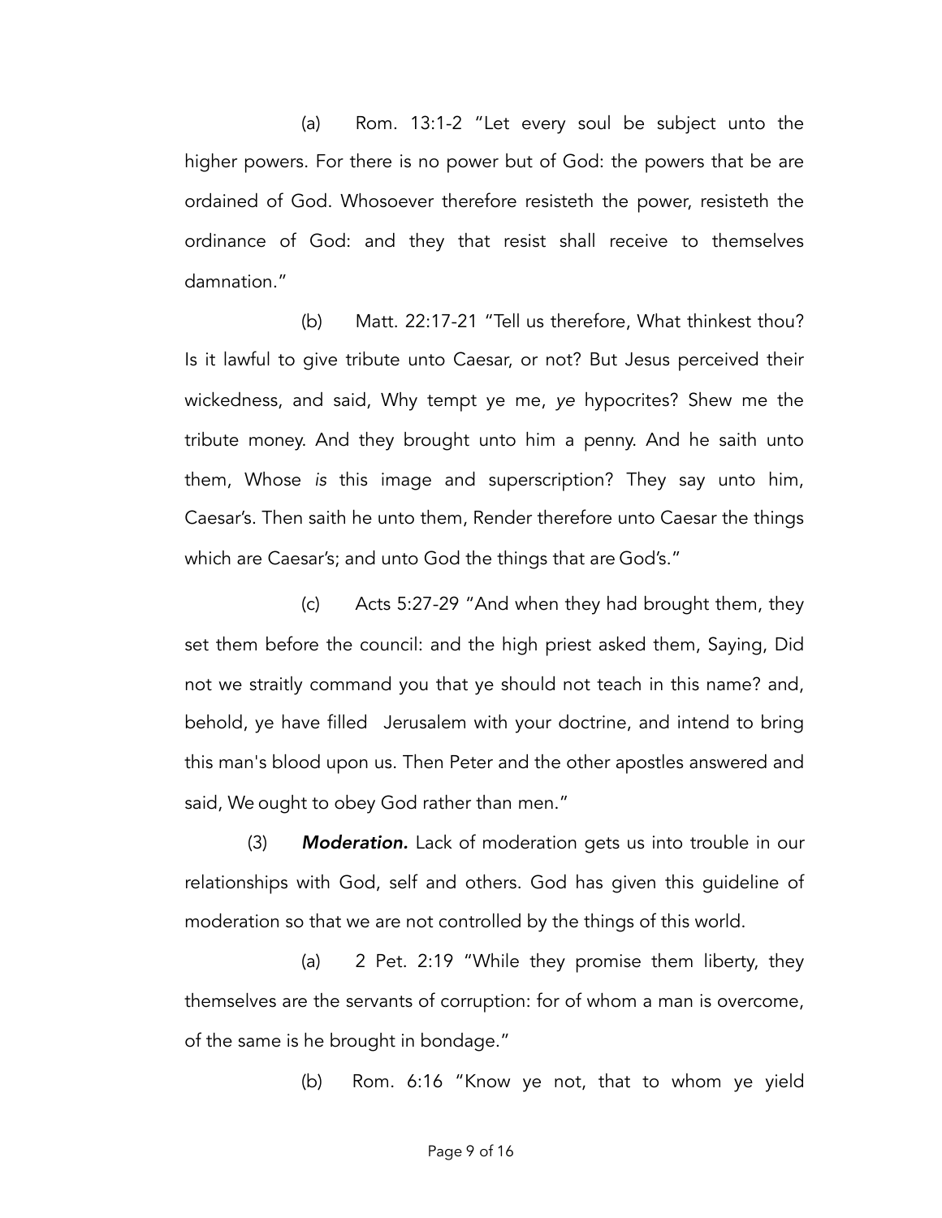(a) Rom. 13:1-2 "Let every soul be subject unto the higher powers. For there is no power but of God: the powers that be are ordained of God. Whosoever therefore resisteth the power, resisteth the ordinance of God: and they that resist shall receive to themselves damnation."

(b) Matt. 22:17-21 "Tell us therefore, What thinkest thou? Is it lawful to give tribute unto Caesar, or not? But Jesus perceived their wickedness, and said, Why tempt ye me, *ye* hypocrites? Shew me the tribute money. And they brought unto him a penny. And he saith unto them, Whose *is* this image and superscription? They say unto him, Caesar's. Then saith he unto them, Render therefore unto Caesar the things which are Caesar's; and unto God the things that are God's."

(c) Acts 5:27-29 "And when they had brought them, they set them before the council: and the high priest asked them, Saying, Did not we straitly command you that ye should not teach in this name? and, behold, ye have filled Jerusalem with your doctrine, and intend to bring this man's blood upon us. Then Peter and the other apostles answered and said, We ought to obey God rather than men."

(3) ***Moderation.*** Lack of moderation gets us into trouble in our relationships with God, self and others. God has given this guideline of moderation so that we are not controlled by the things of this world.

(a) 2 Pet. 2:19 "While they promise them liberty, they themselves are the servants of corruption: for of whom a man is overcome, of the same is he brought in bondage."

(b) Rom. 6:16 "Know ye not, that to whom ye yield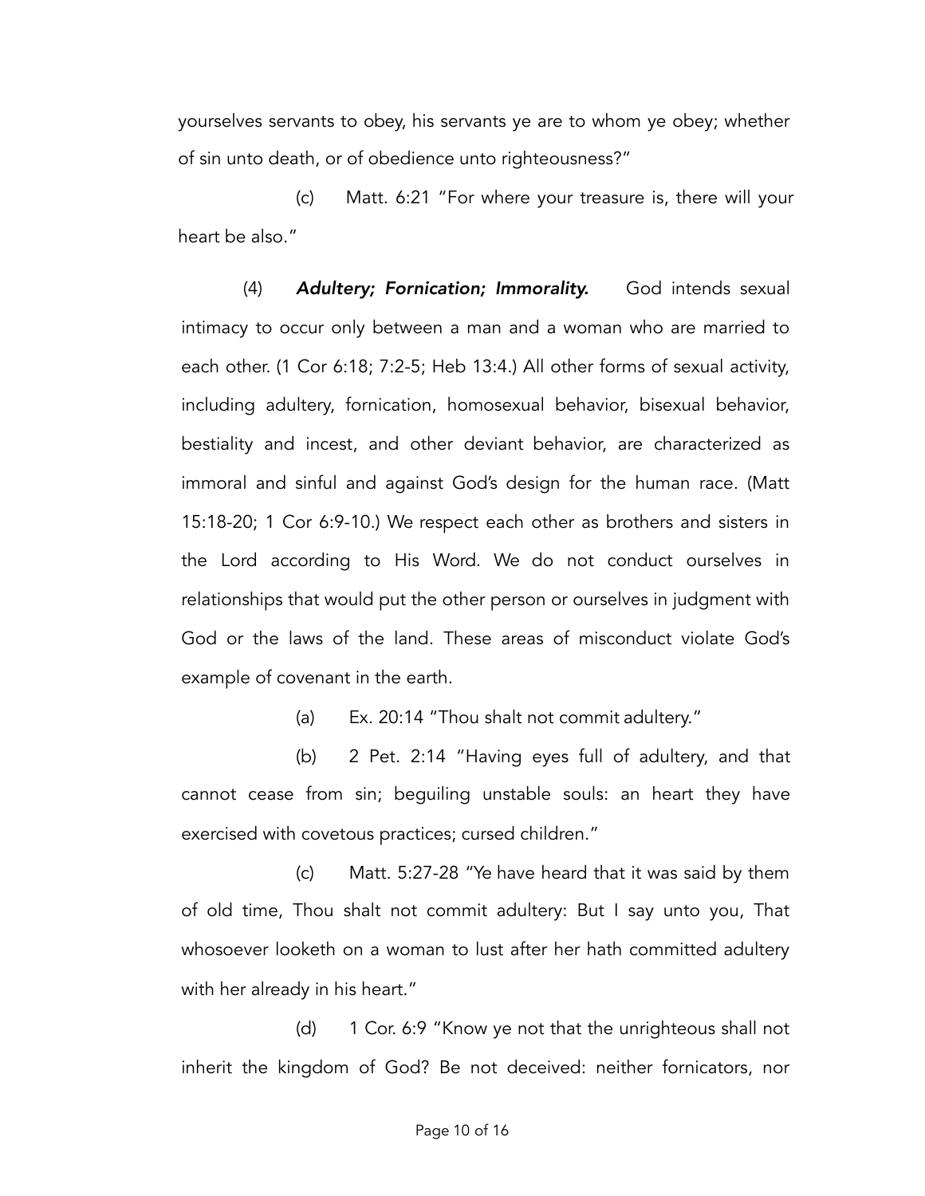yourselves servants to obey, his servants ye are to whom ye obey; whether of sin unto death, or of obedience unto righteousness?"

(c) Matt. 6:21 "For where your treasure is, there will your heart be also."

(4) ***Adultery; Fornication; Immorality.*** God intends sexual intimacy to occur only between a man and a woman who are married to each other. (1 Cor 6:18; 7:2-5; Heb 13:4.) All other forms of sexual activity, including adultery, fornication, homosexual behavior, bisexual behavior, bestiality and incest, and other deviant behavior, are characterized as immoral and sinful and against God's design for the human race. (Matt 15:18-20; 1 Cor 6:9-10.) We respect each other as brothers and sisters in the Lord according to His Word. We do not conduct ourselves in relationships that would put the other person or ourselves in judgment with God or the laws of the land. These areas of misconduct violate God's example of covenant in the earth.

(a) Ex. 20:14 "Thou shalt not commit adultery."

(b) 2 Pet. 2:14 "Having eyes full of adultery, and that cannot cease from sin; beguiling unstable souls: an heart they have exercised with covetous practices; cursed children."

(c) Matt. 5:27-28 "Ye have heard that it was said by them of old time, Thou shalt not commit adultery: But I say unto you, That whosoever looketh on a woman to lust after her hath committed adultery with her already in his heart."

(d) 1 Cor. 6:9 "Know ye not that the unrighteous shall not inherit the kingdom of God? Be not deceived: neither fornicators, nor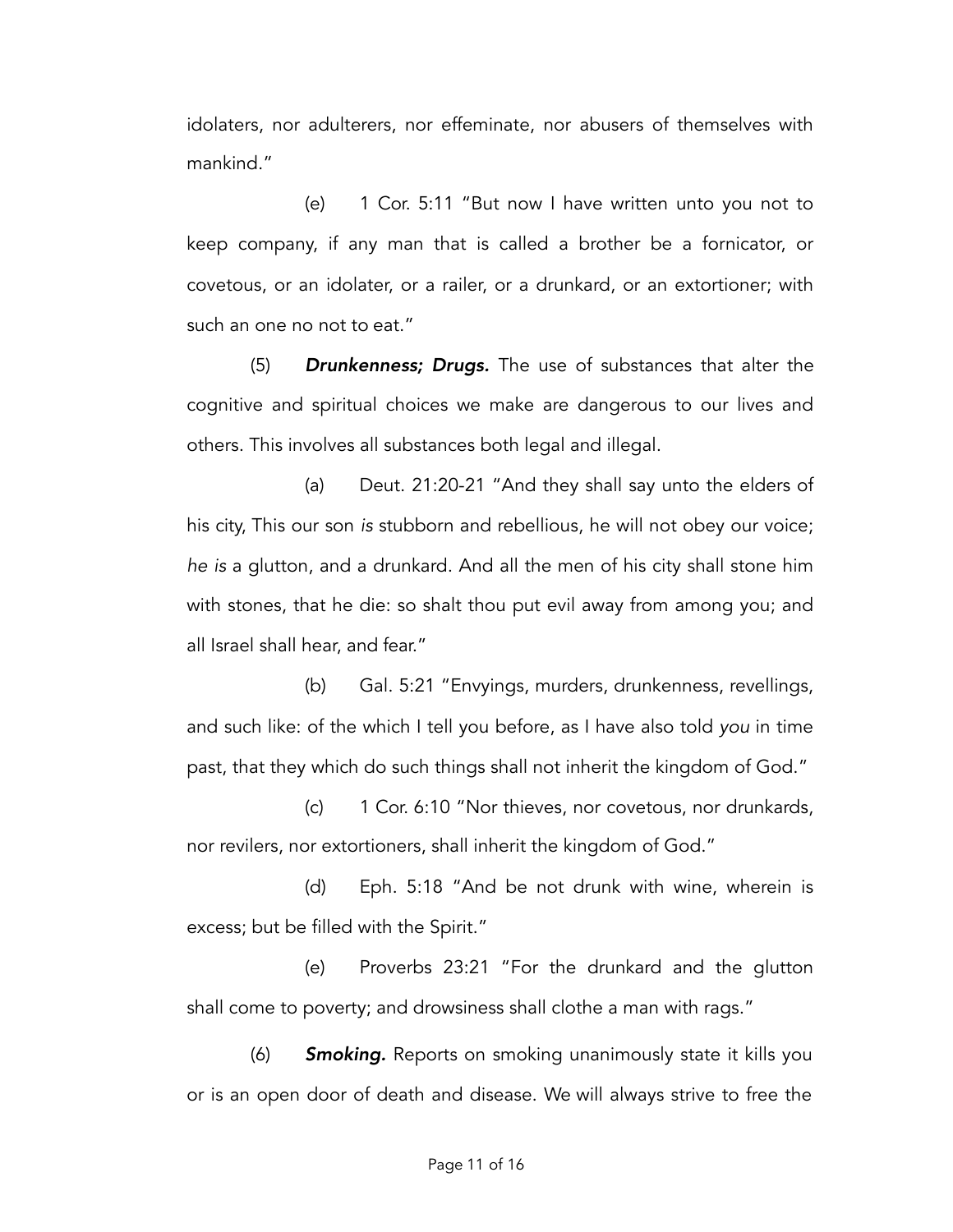idolaters, nor adulterers, nor effeminate, nor abusers of themselves with mankind."

(e) 1 Cor. 5:11 "But now I have written unto you not to keep company, if any man that is called a brother be a fornicator, or covetous, or an idolater, or a railer, or a drunkard, or an extortioner; with such an one no not to eat."

(5) ***Drunkenness; Drugs.*** The use of substances that alter the cognitive and spiritual choices we make are dangerous to our lives and others. This involves all substances both legal and illegal.

(a) Deut. 21:20-21 "And they shall say unto the elders of his city, This our son *is* stubborn and rebellious, he will not obey our voice; *he is* a glutton, and a drunkard. And all the men of his city shall stone him with stones, that he die: so shalt thou put evil away from among you; and all Israel shall hear, and fear."

(b) Gal. 5:21 "Envyings, murders, drunkenness, revellings, and such like: of the which I tell you before, as I have also told *you* in time past, that they which do such things shall not inherit the kingdom of God."

(c) 1 Cor. 6:10 "Nor thieves, nor covetous, nor drunkards, nor revilers, nor extortioners, shall inherit the kingdom of God."

(d) Eph. 5:18 "And be not drunk with wine, wherein is excess; but be filled with the Spirit."

(e) Proverbs 23:21 "For the drunkard and the glutton shall come to poverty; and drowsiness shall clothe a man with rags."

(6) ***Smoking.*** Reports on smoking unanimously state it kills you or is an open door of death and disease. We will always strive to free the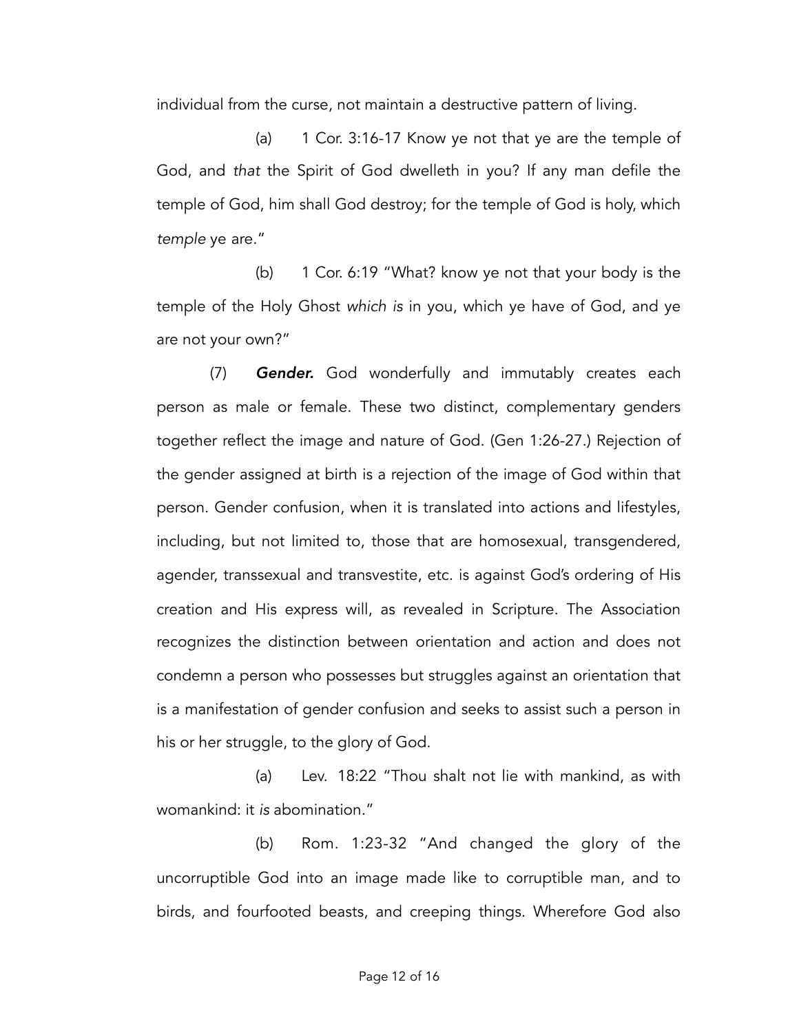individual from the curse, not maintain a destructive pattern of living.

(a) 1 Cor. 3:16-17 Know ye not that ye are the temple of God, and *that* the Spirit of God dwelleth in you? If any man defile the temple of God, him shall God destroy; for the temple of God is holy, which *temple* ye are."

(b) 1 Cor. 6:19 "What? know ye not that your body is the temple of the Holy Ghost *which is* in you, which ye have of God, and ye are not your own?"

(7) ***Gender.*** God wonderfully and immutably creates each person as male or female. These two distinct, complementary genders together reflect the image and nature of God. (Gen 1:26-27.) Rejection of the gender assigned at birth is a rejection of the image of God within that person. Gender confusion, when it is translated into actions and lifestyles, including, but not limited to, those that are homosexual, transgendered, agender, transsexual and transvestite, etc. is against God's ordering of His creation and His express will, as revealed in Scripture. The Association recognizes the distinction between orientation and action and does not condemn a person who possesses but struggles against an orientation that is a manifestation of gender confusion and seeks to assist such a person in his or her struggle, to the glory of God.

(a) Lev. 18:22 "Thou shalt not lie with mankind, as with womankind: it *is* abomination."

(b) Rom. 1:23-32 "And changed the glory of the uncorruptible God into an image made like to corruptible man, and to birds, and fourfooted beasts, and creeping things. Wherefore God also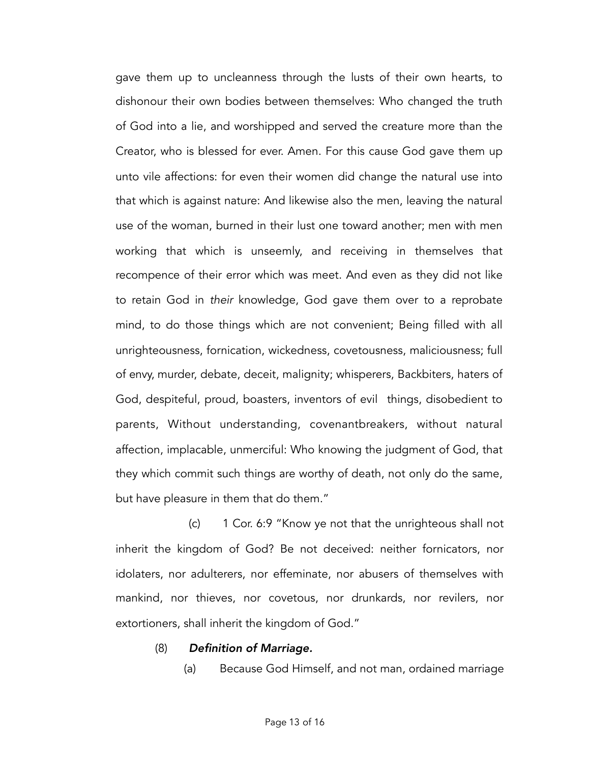gave them up to uncleanness through the lusts of their own hearts, to dishonour their own bodies between themselves: Who changed the truth of God into a lie, and worshipped and served the creature more than the Creator, who is blessed for ever. Amen. For this cause God gave them up unto vile affections: for even their women did change the natural use into that which is against nature: And likewise also the men, leaving the natural use of the woman, burned in their lust one toward another; men with men working that which is unseemly, and receiving in themselves that recompence of their error which was meet. And even as they did not like to retain God in *their* knowledge, God gave them over to a reprobate mind, to do those things which are not convenient; Being filled with all unrighteousness, fornication, wickedness, covetousness, maliciousness; full of envy, murder, debate, deceit, malignity; whisperers, Backbiters, haters of God, despiteful, proud, boasters, inventors of evil things, disobedient to parents, Without understanding, covenantbreakers, without natural affection, implacable, unmerciful: Who knowing the judgment of God, that they which commit such things are worthy of death, not only do the same, but have pleasure in them that do them."

(c) 1 Cor. 6:9 "Know ye not that the unrighteous shall not inherit the kingdom of God? Be not deceived: neither fornicators, nor idolaters, nor adulterers, nor effeminate, nor abusers of themselves with mankind, nor thieves, nor covetous, nor drunkards, nor revilers, nor extortioners, shall inherit the kingdom of God."

(8) ***Definition of Marriage.***

(a) Because God Himself, and not man, ordained marriage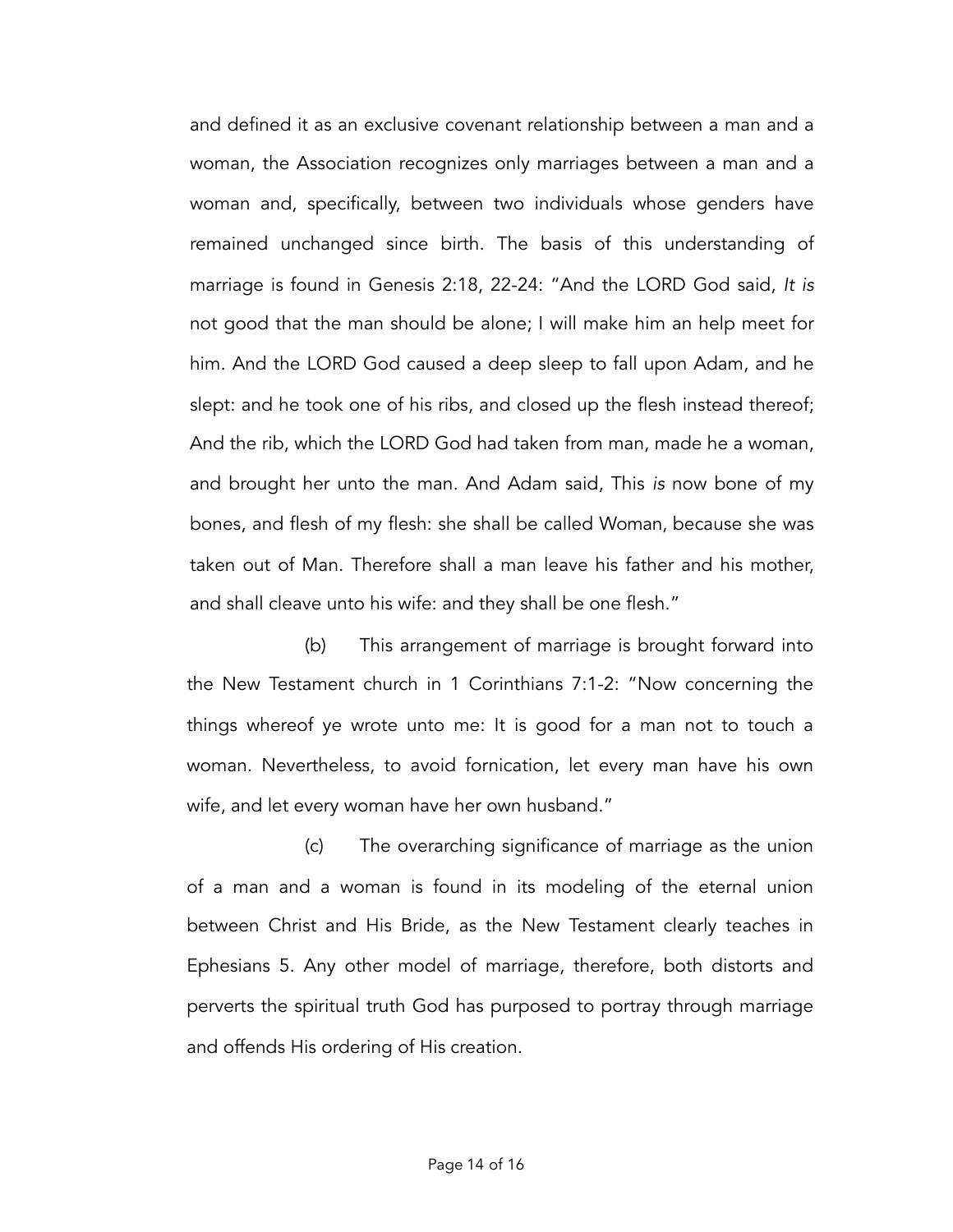and defined it as an exclusive covenant relationship between a man and a woman, the Association recognizes only marriages between a man and a woman and, specifically, between two individuals whose genders have remained unchanged since birth. The basis of this understanding of marriage is found in Genesis 2:18, 22-24: "And the LORD God said, *It is* not good that the man should be alone; I will make him an help meet for him. And the LORD God caused a deep sleep to fall upon Adam, and he slept: and he took one of his ribs, and closed up the flesh instead thereof; And the rib, which the LORD God had taken from man, made he a woman, and brought her unto the man. And Adam said, This *is* now bone of my bones, and flesh of my flesh: she shall be called Woman, because she was taken out of Man. Therefore shall a man leave his father and his mother, and shall cleave unto his wife: and they shall be one flesh."

(b) This arrangement of marriage is brought forward into the New Testament church in 1 Corinthians 7:1-2: "Now concerning the things whereof ye wrote unto me: It is good for a man not to touch a woman. Nevertheless, to avoid fornication, let every man have his own wife, and let every woman have her own husband."

(c) The overarching significance of marriage as the union of a man and a woman is found in its modeling of the eternal union between Christ and His Bride, as the New Testament clearly teaches in Ephesians 5. Any other model of marriage, therefore, both distorts and perverts the spiritual truth God has purposed to portray through marriage and offends His ordering of His creation.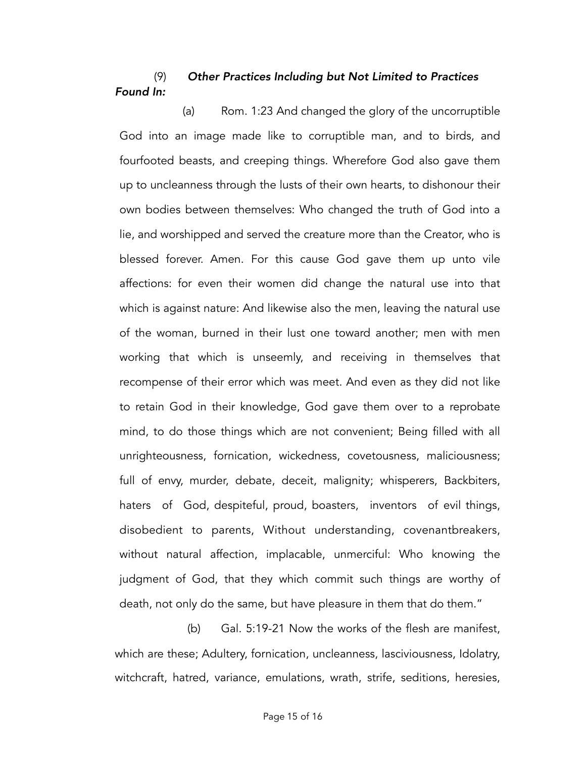(9) ***Other Practices Including but Not Limited to Practices Found In:***

(a) Rom. 1:23 And changed the glory of the uncorruptible God into an image made like to corruptible man, and to birds, and fourfooted beasts, and creeping things. Wherefore God also gave them up to uncleanness through the lusts of their own hearts, to dishonour their own bodies between themselves: Who changed the truth of God into a lie, and worshipped and served the creature more than the Creator, who is blessed forever. Amen. For this cause God gave them up unto vile affections: for even their women did change the natural use into that which is against nature: And likewise also the men, leaving the natural use of the woman, burned in their lust one toward another; men with men working that which is unseemly, and receiving in themselves that recompense of their error which was meet. And even as they did not like to retain God in their knowledge, God gave them over to a reprobate mind, to do those things which are not convenient; Being filled with all unrighteousness, fornication, wickedness, covetousness, maliciousness; full of envy, murder, debate, deceit, malignity; whisperers, Backbiters, haters of God, despiteful, proud, boasters, inventors of evil things, disobedient to parents, Without understanding, covenantbreakers, without natural affection, implacable, unmerciful: Who knowing the judgment of God, that they which commit such things are worthy of death, not only do the same, but have pleasure in them that do them."

(b) Gal. 5:19-21 Now the works of the flesh are manifest, which are these; Adultery, fornication, uncleanness, lasciviousness, Idolatry, witchcraft, hatred, variance, emulations, wrath, strife, seditions, heresies,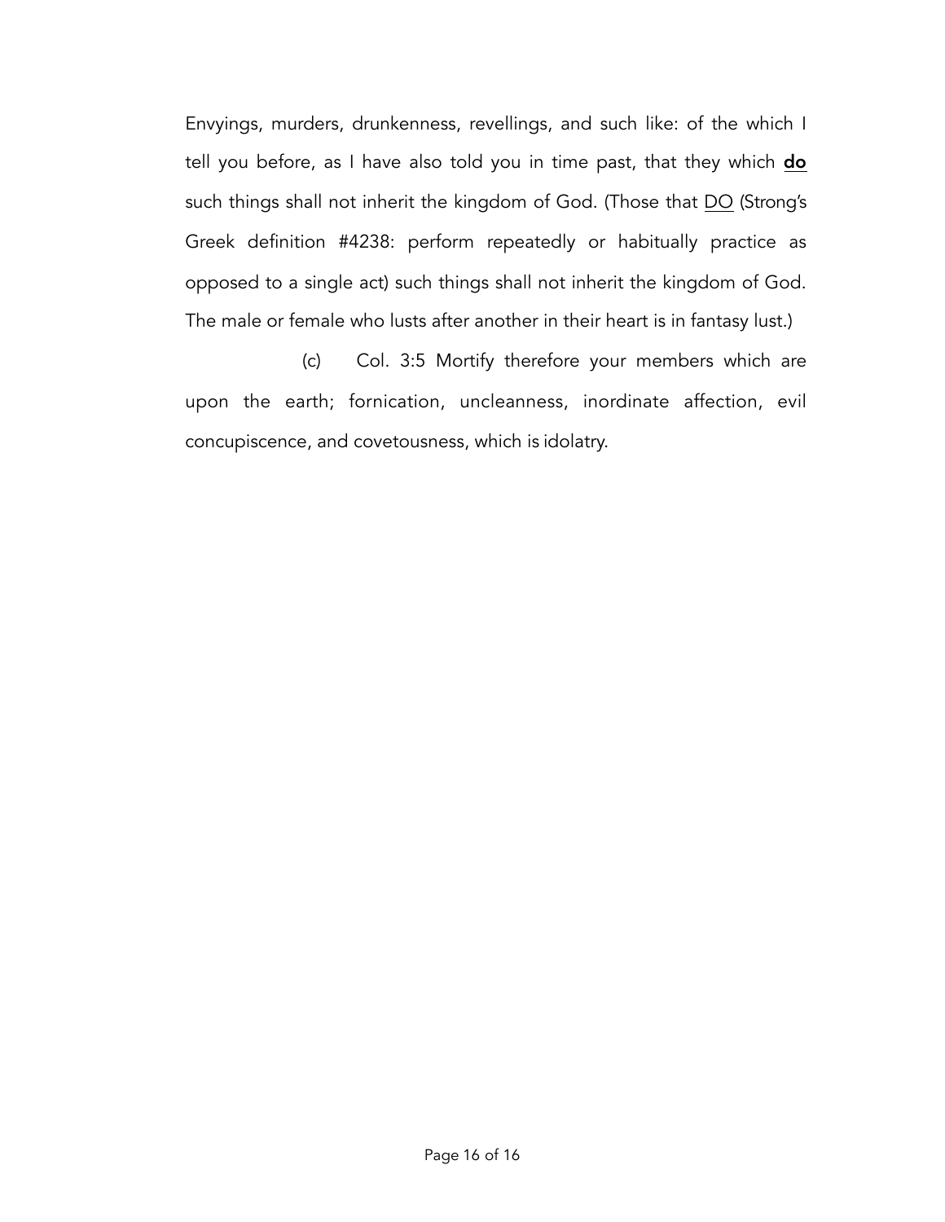Envyings, murders, drunkenness, revellings, and such like: of the which I tell you before, as I have also told you in time past, that they which **do** such things shall not inherit the kingdom of God. (Those that DO (Strong's Greek definition #4238: perform repeatedly or habitually practice as opposed to a single act) such things shall not inherit the kingdom of God. The male or female who lusts after another in their heart is in fantasy lust.)

(c) Col. 3:5 Mortify therefore your members which are upon the earth; fornication, uncleanness, inordinate affection, evil concupiscence, and covetousness, which is idolatry.